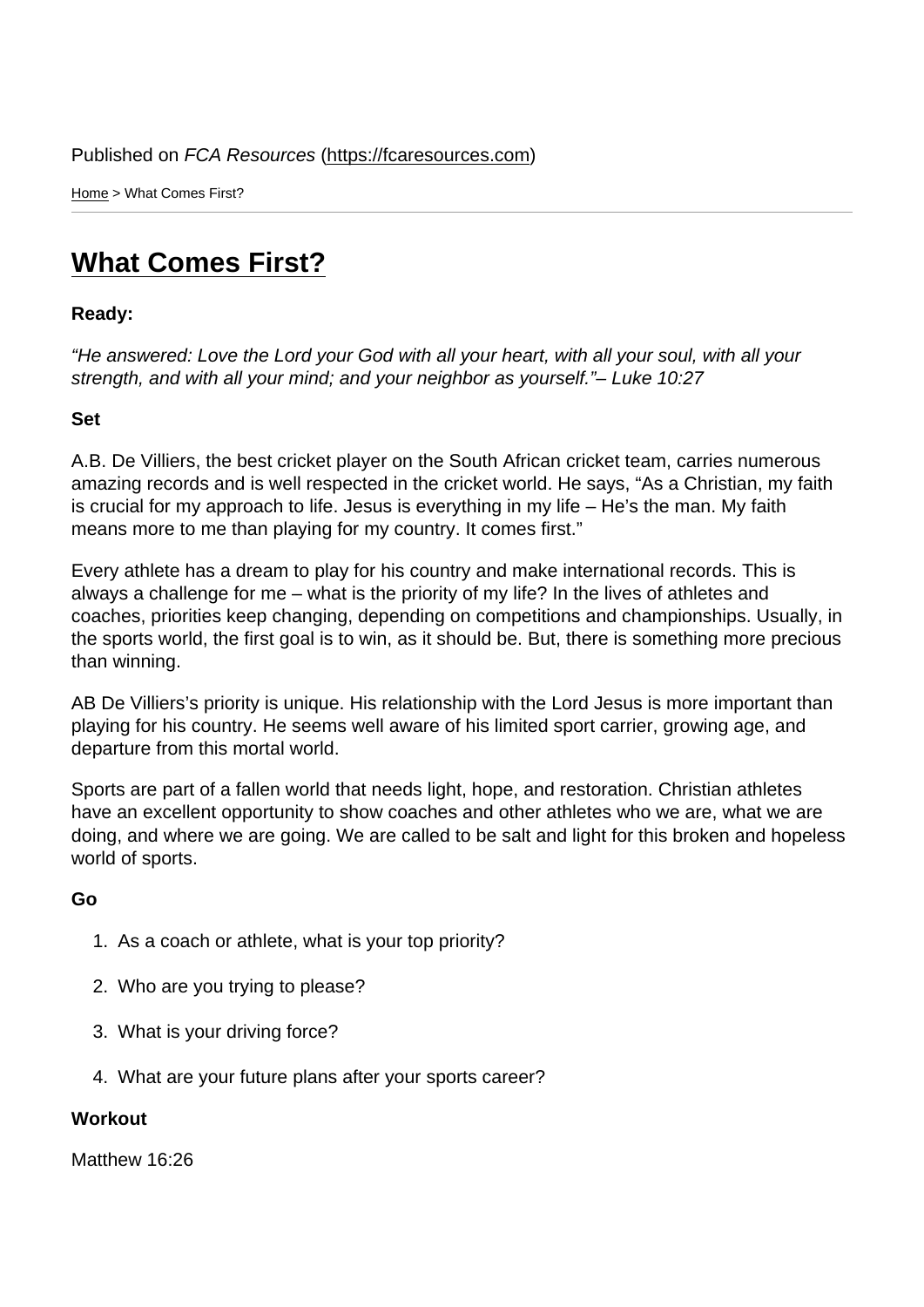Published on *FCA Resources* (https://fcaresources.com)

Home > What Comes First?

# What Comes First?

**Ready:**

*"He answered: Love the Lord your God with all your heart, with all your soul, with all your strength, and with all your mind; and your neighbor as yourself."– Luke 10:27*

**Set**

A.B. De Villiers, the best cricket player on the South African cricket team, carries numerous amazing records and is well respected in the cricket world. He says, "As a Christian, my faith is crucial for my approach to life. Jesus is everything in my life – He's the man. My faith means more to me than playing for my country. It comes first."

Every athlete has a dream to play for his country and make international records. This is always a challenge for me – what is the priority of my life? In the lives of athletes and coaches, priorities keep changing, depending on competitions and championships. Usually, in the sports world, the first goal is to win, as it should be. But, there is something more precious than winning.

AB De Villiers's priority is unique. His relationship with the Lord Jesus is more important than playing for his country. He seems well aware of his limited sport carrier, growing age, and departure from this mortal world.

Sports are part of a fallen world that needs light, hope, and restoration. Christian athletes have an excellent opportunity to show coaches and other athletes who we are, what we are doing, and where we are going. We are called to be salt and light for this broken and hopeless world of sports.

**Go**

1. As a coach or athlete, what is your top priority?
2. Who are you trying to please?
3. What is your driving force?
4. What are your future plans after your sports career?

**Workout**

Matthew 16:26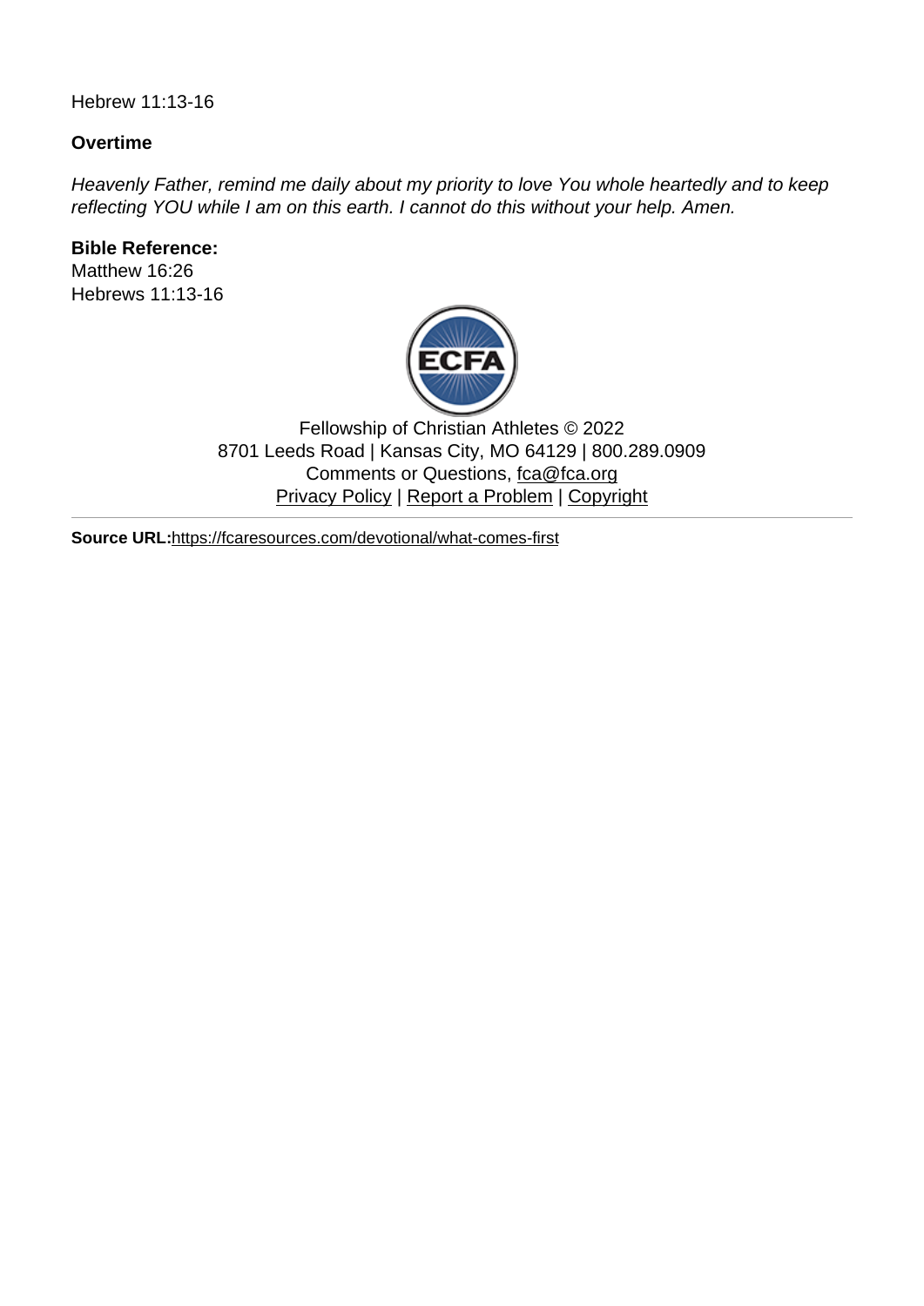Hebrew 11:13-16

**Overtime**

*Heavenly Father, remind me daily about my priority to love You whole heartedly and to keep reflecting YOU while I am on this earth. I cannot do this without your help. Amen.*

**Bible Reference:**
Matthew 16:26
Hebrews 11:13-16

ECFA

Fellowship of Christian Athletes © 2022
8701 Leeds Road | Kansas City, MO 64129 | 800.289.0909
Comments or Questions, fca@fca.org
Privacy Policy | Report a Problem | Copyright

---

**Source URL:**https://fcaresources.com/devotional/what-comes-first